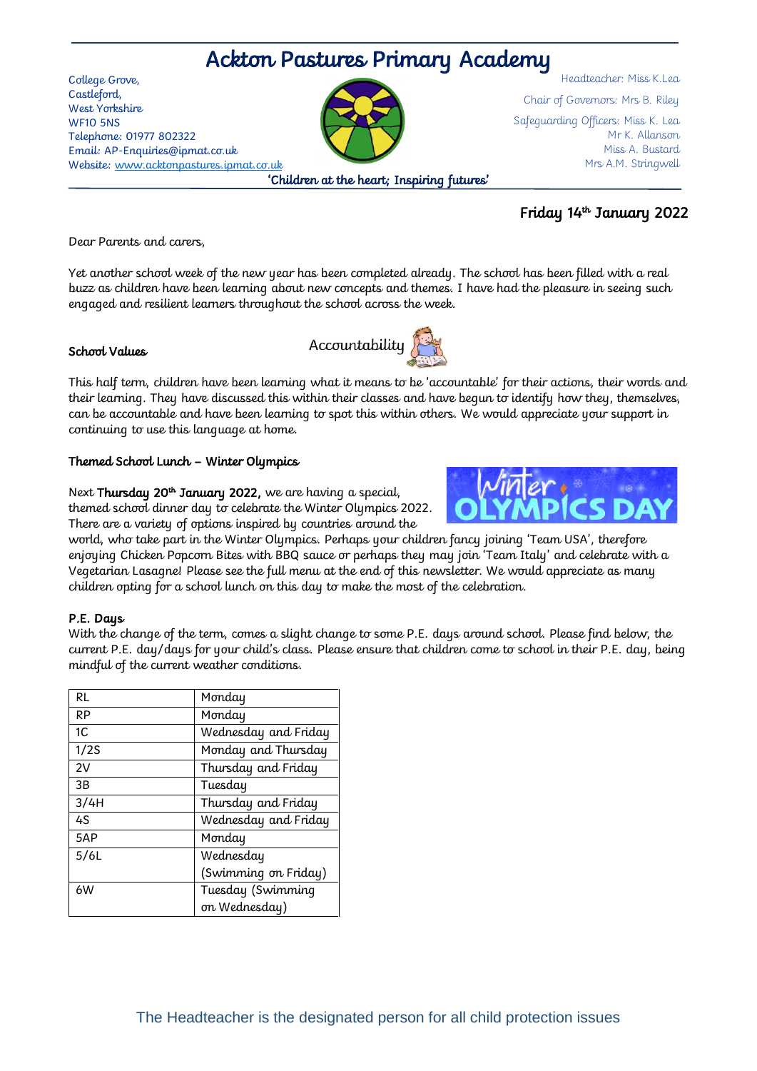# Ackton Pastures Primary Academy

College Grove,
Castleford,
West Yorkshire
WF10 5NS
Telephone: 01977 802322
Email: AP-Enquiries@ipmat.co.uk
Website: www.acktonpastures.ipmat.co.uk

Headteacher: Miss K.Lea

Chair of Governors: Mrs B. Riley

Safeguarding Officers: Miss K. Lea
Mr K. Allanson
Miss A. Bustard
Mrs A.M. Stringwell

'Children at the heart; Inspiring futures'

Friday 14th January 2022

Dear Parents and carers,

Yet another school week of the new year has been completed already. The school has been filled with a real buzz as children have been learning about new concepts and themes. I have had the pleasure in seeing such engaged and resilient learners throughout the school across the week.

**School Values**

Accountability

This half term, children have been learning what it means to be 'accountable' for their actions, their words and their learning. They have discussed this within their classes and have begun to identify how they, themselves, can be accountable and have been learning to spot this within others. We would appreciate your support in continuing to use this language at home.

**Themed School Lunch – Winter Olympics**

Next **Thursday 20th January 2022,** we are having a special, themed school dinner day to celebrate the Winter Olympics 2022. There are a variety of options inspired by countries around the world, who take part in the Winter Olympics. Perhaps your children fancy joining 'Team USA', therefore enjoying Chicken Popcorn Bites with BBQ sauce or perhaps they may join 'Team Italy' and celebrate with a Vegetarian Lasagne! Please see the full menu at the end of this newsletter. We would appreciate as many children opting for a school lunch on this day to make the most of the celebration.

**P.E. Days**

With the change of the term, comes a slight change to some P.E. days around school. Please find below, the current P.E. day/days for your child's class. Please ensure that children come to school in their P.E. day, being mindful of the current weather conditions.

| Class | Day |
|---|---|
| RL | Monday |
| RP | Monday |
| 1C | Wednesday and Friday |
| 1/2S | Monday and Thursday |
| 2V | Thursday and Friday |
| 3B | Tuesday |
| 3/4H | Thursday and Friday |
| 4S | Wednesday and Friday |
| 5AP | Monday |
| 5/6L | Wednesday (Swimming on Friday) |
| 6W | Tuesday (Swimming on Wednesday) |

The Headteacher is the designated person for all child protection issues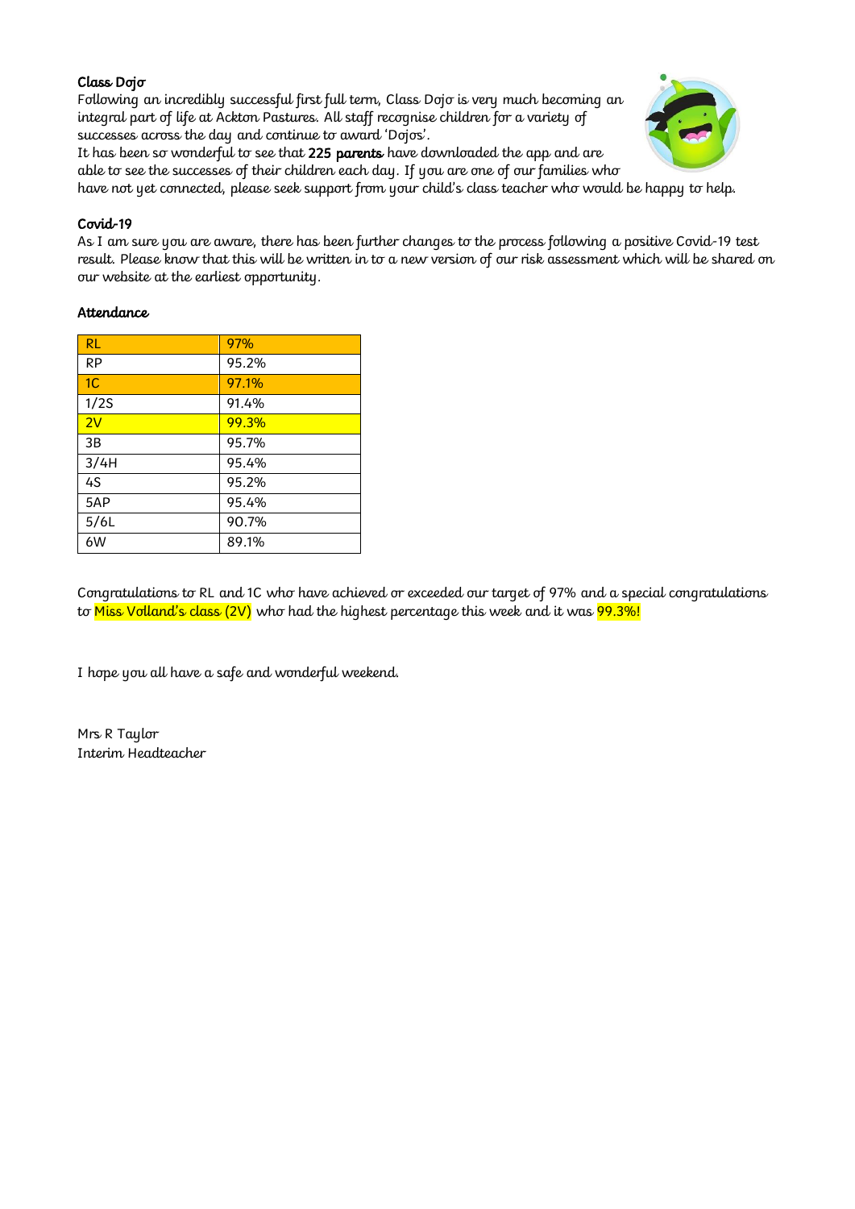**Class Dojo**

Following an incredibly successful first full term, Class Dojo is very much becoming an integral part of life at Ackton Pastures. All staff recognise children for a variety of successes across the day and continue to award 'Dojos'.

It has been so wonderful to see that **225 parents** have downloaded the app and are able to see the successes of their children each day. If you are one of our families who have not yet connected, please seek support from your child's class teacher who would be happy to help.

**Covid-19**

As I am sure you are aware, there has been further changes to the process following a positive Covid-19 test result. Please know that this will be written in to a new version of our risk assessment which will be shared on our website at the earliest opportunity.

**Attendance**

| Class | Attendance |
|---|---|
| RL | 97% |
| RP | 95.2% |
| 1C | 97.1% |
| 1/2S | 91.4% |
| 2V | 99.3% |
| 3B | 95.7% |
| 3/4H | 95.4% |
| 4S | 95.2% |
| 5AP | 95.4% |
| 5/6L | 90.7% |
| 6W | 89.1% |

Congratulations to RL and 1C who have achieved or exceeded our target of 97% and a special congratulations to Miss Volland's class (2V) who had the highest percentage this week and it was 99.3%!

I hope you all have a safe and wonderful weekend.

Mrs R Taylor
Interim Headteacher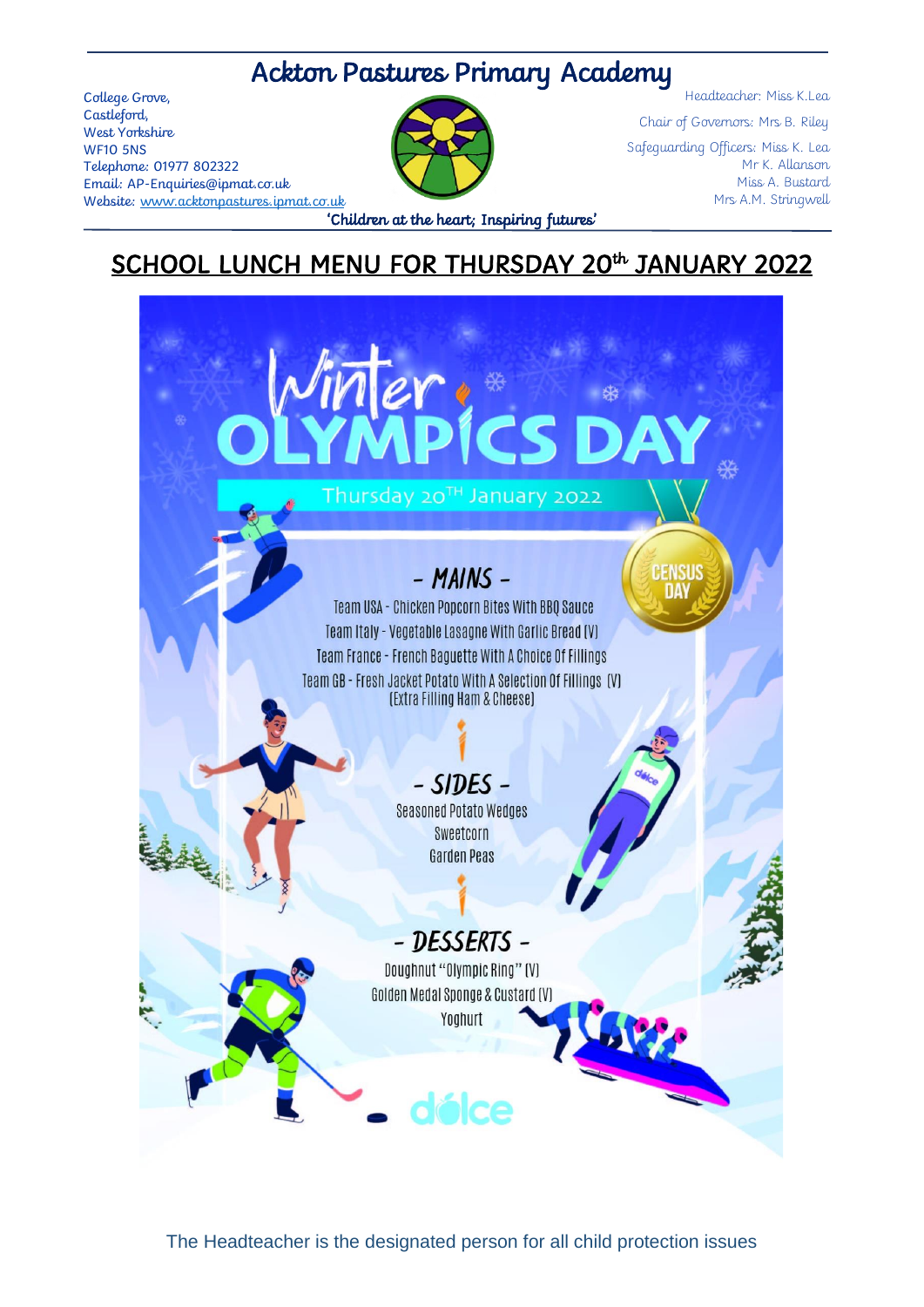# Ackton Pastures Primary Academy

College Grove,
Castleford,
West Yorkshire
WF10 5NS
Telephone: 01977 802322
Email: AP-Enquiries@ipmat.co.uk
Website: www.acktonpastures.ipmat.co.uk

Headteacher: Miss K.Lea
Chair of Governors: Mrs B. Riley
Safeguarding Officers: Miss K. Lea
Mr K. Allanson
Miss A. Bustard
Mrs A.M. Stringwell

'Children at the heart; Inspiring futures'

## SCHOOL LUNCH MENU FOR THURSDAY 20th JANUARY 2022

# Winter OLYMPICS DAY

Thursday 20TH January 2022

CENSUS DAY

## - MAINS -

Team USA - Chicken Popcorn Bites With BBQ Sauce
Team Italy - Vegetable Lasagne With Garlic Bread (V)
Team France - French Baguette With A Choice Of Fillings
Team GB - Fresh Jacket Potato With A Selection Of Fillings (V)
(Extra Filling Ham & Cheese)

## - SIDES -

Seasoned Potato Wedges
Sweetcorn
Garden Peas

## - DESSERTS -

Doughnut "Olympic Ring" (V)
Golden Medal Sponge & Custard (V)
Yoghurt

dolce

The Headteacher is the designated person for all child protection issues